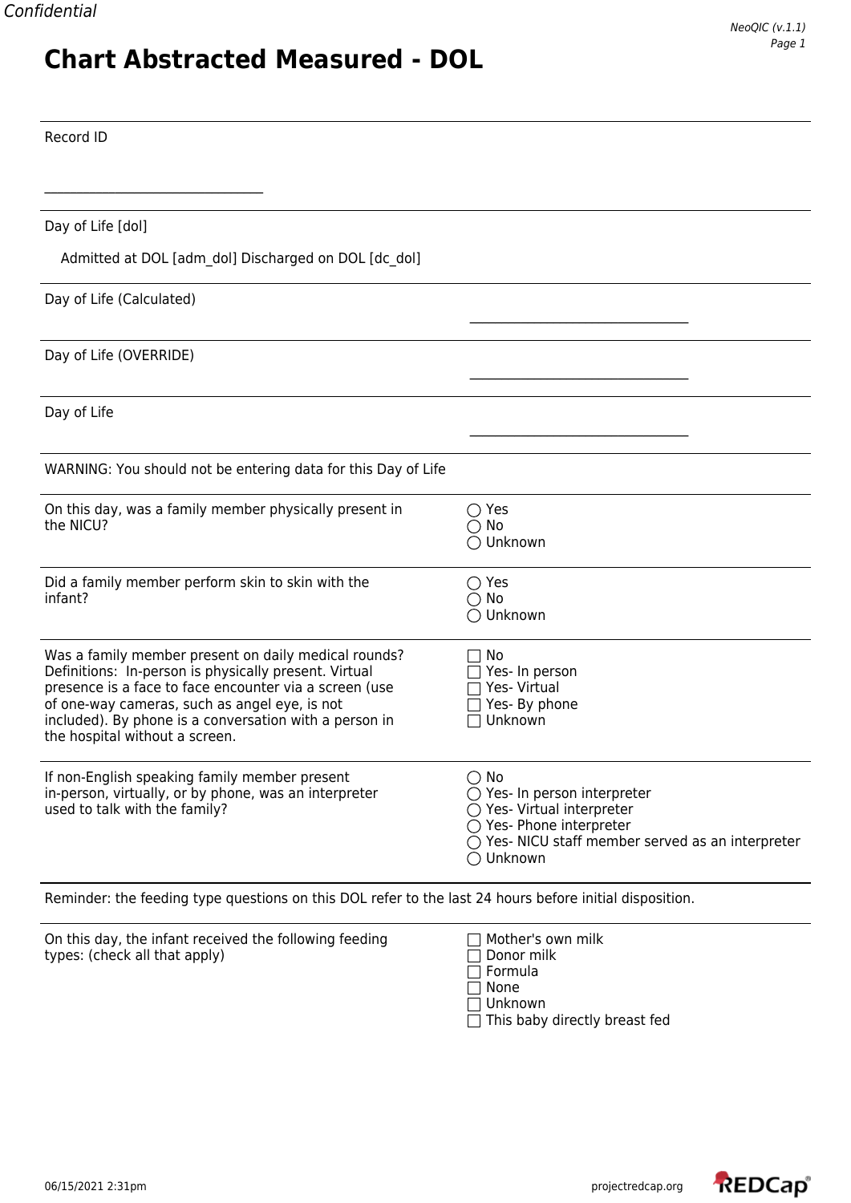Confidential

# Chart Abstracted Measured - DOL

Record ID

________________________________

Day of Life [dol]

Admitted at DOL [adm_dol] Discharged on DOL [dc_dol]

Day of Life (Calculated) ________________________________

Day of Life (OVERRIDE) ________________________________

Day of Life ________________________________

WARNING: You should not be entering data for this Day of Life

On this day, was a family member physically present in the NICU?

- ◯ Yes
- ◯ No
- ◯ Unknown

Did a family member perform skin to skin with the infant?

- ◯ Yes
- ◯ No
- ◯ Unknown

Was a family member present on daily medical rounds? Definitions: In-person is physically present. Virtual presence is a face to face encounter via a screen (use of one-way cameras, such as angel eye, is not included). By phone is a conversation with a person in the hospital without a screen.

- ☐ No
- ☐ Yes- In person
- ☐ Yes- Virtual
- ☐ Yes- By phone
- ☐ Unknown

If non-English speaking family member present in-person, virtually, or by phone, was an interpreter used to talk with the family?

- ◯ No
- ◯ Yes- In person interpreter
- ◯ Yes- Virtual interpreter
- ◯ Yes- Phone interpreter
- ◯ Yes- NICU staff member served as an interpreter
- ◯ Unknown

Reminder: the feeding type questions on this DOL refer to the last 24 hours before initial disposition.

On this day, the infant received the following feeding types: (check all that apply)

- ☐ Mother's own milk
- ☐ Donor milk
- ☐ Formula
- ☐ None
- ☐ Unknown
- ☐ This baby directly breast fed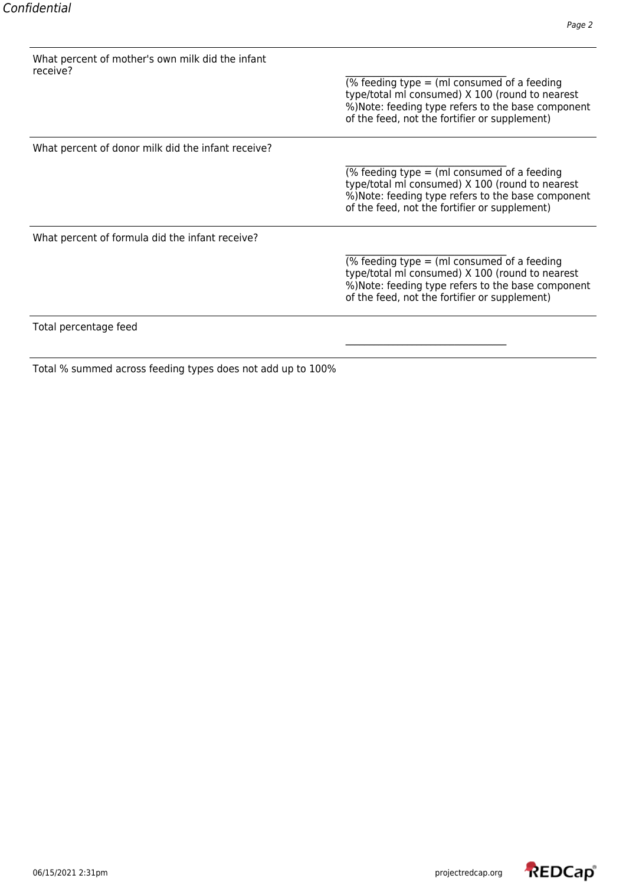What percent of mother's own milk did the infant receive?

\_\_\_\_\_\_\_\_\_\_\_\_\_\_\_\_\_\_\_\_\_\_\_\_\_\_\_\_\_\_\_\_
(% feeding type = (ml consumed of a feeding type/total ml consumed) X 100 (round to nearest %)Note: feeding type refers to the base component of the feed, not the fortifier or supplement)

---

What percent of donor milk did the infant receive?

\_\_\_\_\_\_\_\_\_\_\_\_\_\_\_\_\_\_\_\_\_\_\_\_\_\_\_\_\_\_\_\_
(% feeding type = (ml consumed of a feeding type/total ml consumed) X 100 (round to nearest %)Note: feeding type refers to the base component of the feed, not the fortifier or supplement)

---

What percent of formula did the infant receive?

\_\_\_\_\_\_\_\_\_\_\_\_\_\_\_\_\_\_\_\_\_\_\_\_\_\_\_\_\_\_\_\_
(% feeding type = (ml consumed of a feeding type/total ml consumed) X 100 (round to nearest %)Note: feeding type refers to the base component of the feed, not the fortifier or supplement)

---

Total percentage feed

\_\_\_\_\_\_\_\_\_\_\_\_\_\_\_\_\_\_\_\_\_\_\_\_\_\_\_\_\_\_\_\_

---

Total % summed across feeding types does not add up to 100%